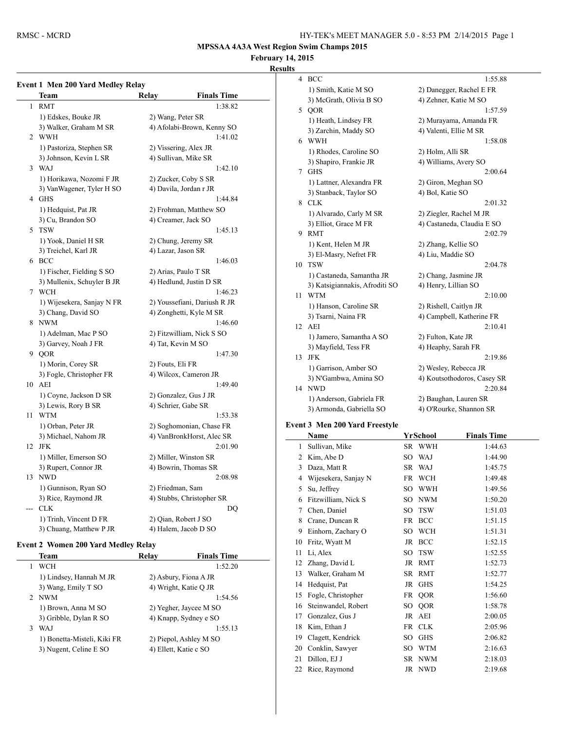# MPSSAA 4A3A West Region Swim Champs 2015

**February 14, 2015**

**Results**

## Event 1 Men 200 Yard Medley Relay

| | Team | Relay | Finals Time |
|---|---|---|---|
| 1 | RMT | | 1:38.82 |
| | 1) Edskes, Bouke JR | 2) Wang, Peter SR | |
| | 3) Walker, Graham M SR | 4) Afolabi-Brown, Kenny SO | |
| 2 | WWH | | 1:41.02 |
| | 1) Pastoriza, Stephen SR | 2) Vissering, Alex JR | |
| | 3) Johnson, Kevin L SR | 4) Sullivan, Mike SR | |
| 3 | WAJ | | 1:42.10 |
| | 1) Horikawa, Nozomi F JR | 2) Zucker, Coby S SR | |
| | 3) VanWagener, Tyler H SO | 4) Davila, Jordan r JR | |
| 4 | GHS | | 1:44.84 |
| | 1) Hedquist, Pat JR | 2) Frohman, Matthew SO | |
| | 3) Cu, Brandon SO | 4) Creamer, Jack SO | |
| 5 | TSW | | 1:45.13 |
| | 1) Yook, Daniel H SR | 2) Chung, Jeremy SR | |
| | 3) Treichel, Karl JR | 4) Lazar, Jason SR | |
| 6 | BCC | | 1:46.03 |
| | 1) Fischer, Fielding S SO | 2) Arias, Paulo T SR | |
| | 3) Mullenix, Schuyler B JR | 4) Hedlund, Justin D SR | |
| 7 | WCH | | 1:46.23 |
| | 1) Wijesekera, Sanjay N FR | 2) Youssefiani, Dariush R JR | |
| | 3) Chang, David SO | 4) Zonghetti, Kyle M SR | |
| 8 | NWM | | 1:46.60 |
| | 1) Adelman, Mac P SO | 2) Fitzwilliam, Nick S SO | |
| | 3) Garvey, Noah J FR | 4) Tat, Kevin M SO | |
| 9 | QOR | | 1:47.30 |
| | 1) Morin, Corey SR | 2) Fouts, Eli FR | |
| | 3) Fogle, Christopher FR | 4) Wilcox, Cameron JR | |
| 10 | AEI | | 1:49.40 |
| | 1) Coyne, Jackson D SR | 2) Gonzalez, Gus J JR | |
| | 3) Lewis, Rory B SR | 4) Schrier, Gabe SR | |
| 11 | WTM | | 1:53.38 |
| | 1) Orban, Peter JR | 2) Soghomonian, Chase FR | |
| | 3) Michael, Nahom JR | 4) VanBronkHorst, Alec SR | |
| 12 | JFK | | 2:01.90 |
| | 1) Miller, Emerson SO | 2) Miller, Winston SR | |
| | 3) Rupert, Connor JR | 4) Bowrin, Thomas SR | |
| 13 | NWD | | 2:08.98 |
| | 1) Gunnison, Ryan SO | 2) Friedman, Sam | |
| | 3) Rice, Raymond JR | 4) Stubbs, Christopher SR | |
| --- | CLK | | DQ |
| | 1) Trinh, Vincent D FR | 2) Qian, Robert J SO | |
| | 3) Chuang, Matthew P JR | 4) Halem, Jacob D SO | |

## Event 2 Women 200 Yard Medley Relay

| | Team | Relay | Finals Time |
|---|---|---|---|
| 1 | WCH | | 1:52.20 |
| | 1) Lindsey, Hannah M JR | 2) Asbury, Fiona A JR | |
| | 3) Wang, Emily T SO | 4) Wright, Katie Q JR | |
| 2 | NWM | | 1:54.56 |
| | 1) Brown, Anna M SO | 2) Yegher, Jaycee M SO | |
| | 3) Gribble, Dylan R SO | 4) Knapp, Sydney e SO | |
| 3 | WAJ | | 1:55.13 |
| | 1) Bonetta-Misteli, Kiki FR | 2) Piepol, Ashley M SO | |
| | 3) Nugent, Celine E SO | 4) Ellett, Katie c SO | |
| 4 | BCC | | 1:55.88 |
| | 1) Smith, Katie M SO | 2) Danegger, Rachel E FR | |
| | 3) McGrath, Olivia B SO | 4) Zehner, Katie M SO | |
| 5 | QOR | | 1:57.59 |
| | 1) Heath, Lindsey FR | 2) Murayama, Amanda FR | |
| | 3) Zarchin, Maddy SO | 4) Valenti, Ellie M SR | |
| 6 | WWH | | 1:58.08 |
| | 1) Rhodes, Caroline SO | 2) Holm, Alli SR | |
| | 3) Shapiro, Frankie JR | 4) Williams, Avery SO | |
| 7 | GHS | | 2:00.64 |
| | 1) Lattner, Alexandra FR | 2) Giron, Meghan SO | |
| | 3) Stanback, Taylor SO | 4) Bol, Katie SO | |
| 8 | CLK | | 2:01.32 |
| | 1) Alvarado, Carly M SR | 2) Ziegler, Rachel M JR | |
| | 3) Elliot, Grace M FR | 4) Castaneda, Claudia E SO | |
| 9 | RMT | | 2:02.79 |
| | 1) Kent, Helen M JR | 2) Zhang, Kellie SO | |
| | 3) El-Masry, Nefret FR | 4) Liu, Maddie SO | |
| 10 | TSW | | 2:04.78 |
| | 1) Castaneda, Samantha JR | 2) Chang, Jasmine JR | |
| | 3) Katsigiannakis, Afroditi SO | 4) Henry, Lillian SO | |
| 11 | WTM | | 2:10.00 |
| | 1) Hanson, Caroline SR | 2) Rishell, Caitlyn JR | |
| | 3) Tsarni, Naina FR | 4) Campbell, Katherine FR | |
| 12 | AEI | | 2:10.41 |
| | 1) Jamero, Samantha A SO | 2) Fulton, Kate JR | |
| | 3) Mayfield, Tess FR | 4) Heaphy, Sarah FR | |
| 13 | JFK | | 2:19.86 |
| | 1) Garrison, Amber SO | 2) Wesley, Rebecca JR | |
| | 3) N'Gambwa, Amina SO | 4) Koutsothodoros, Casey SR | |
| 14 | NWD | | 2:20.84 |
| | 1) Anderson, Gabriela FR | 2) Baughan, Lauren SR | |
| | 3) Armonda, Gabriella SO | 4) O'Rourke, Shannon SR | |

## Event 3 Men 200 Yard Freestyle

| | Name | Yr | School | Finals Time |
|---|---|---|---|---|
| 1 | Sullivan, Mike | SR | WWH | 1:44.63 |
| 2 | Kim, Abe D | SO | WAJ | 1:44.90 |
| 3 | Daza, Matt R | SR | WAJ | 1:45.75 |
| 4 | Wijesekera, Sanjay N | FR | WCH | 1:49.48 |
| 5 | Su, Jeffrey | SO | WWH | 1:49.56 |
| 6 | Fitzwilliam, Nick S | SO | NWM | 1:50.20 |
| 7 | Chen, Daniel | SO | TSW | 1:51.03 |
| 8 | Crane, Duncan R | FR | BCC | 1:51.15 |
| 9 | Einhorn, Zachary O | SO | WCH | 1:51.31 |
| 10 | Fritz, Wyatt M | JR | BCC | 1:52.15 |
| 11 | Li, Alex | SO | TSW | 1:52.55 |
| 12 | Zhang, David L | JR | RMT | 1:52.73 |
| 13 | Walker, Graham M | SR | RMT | 1:52.77 |
| 14 | Hedquist, Pat | JR | GHS | 1:54.25 |
| 15 | Fogle, Christopher | FR | QOR | 1:56.60 |
| 16 | Steinwandel, Robert | SO | QOR | 1:58.78 |
| 17 | Gonzalez, Gus J | JR | AEI | 2:00.05 |
| 18 | Kim, Ethan J | FR | CLK | 2:05.96 |
| 19 | Clagett, Kendrick | SO | GHS | 2:06.82 |
| 20 | Conklin, Sawyer | SO | WTM | 2:16.63 |
| 21 | Dillon, EJ J | SR | NWM | 2:18.03 |
| 22 | Rice, Raymond | JR | NWD | 2:19.68 |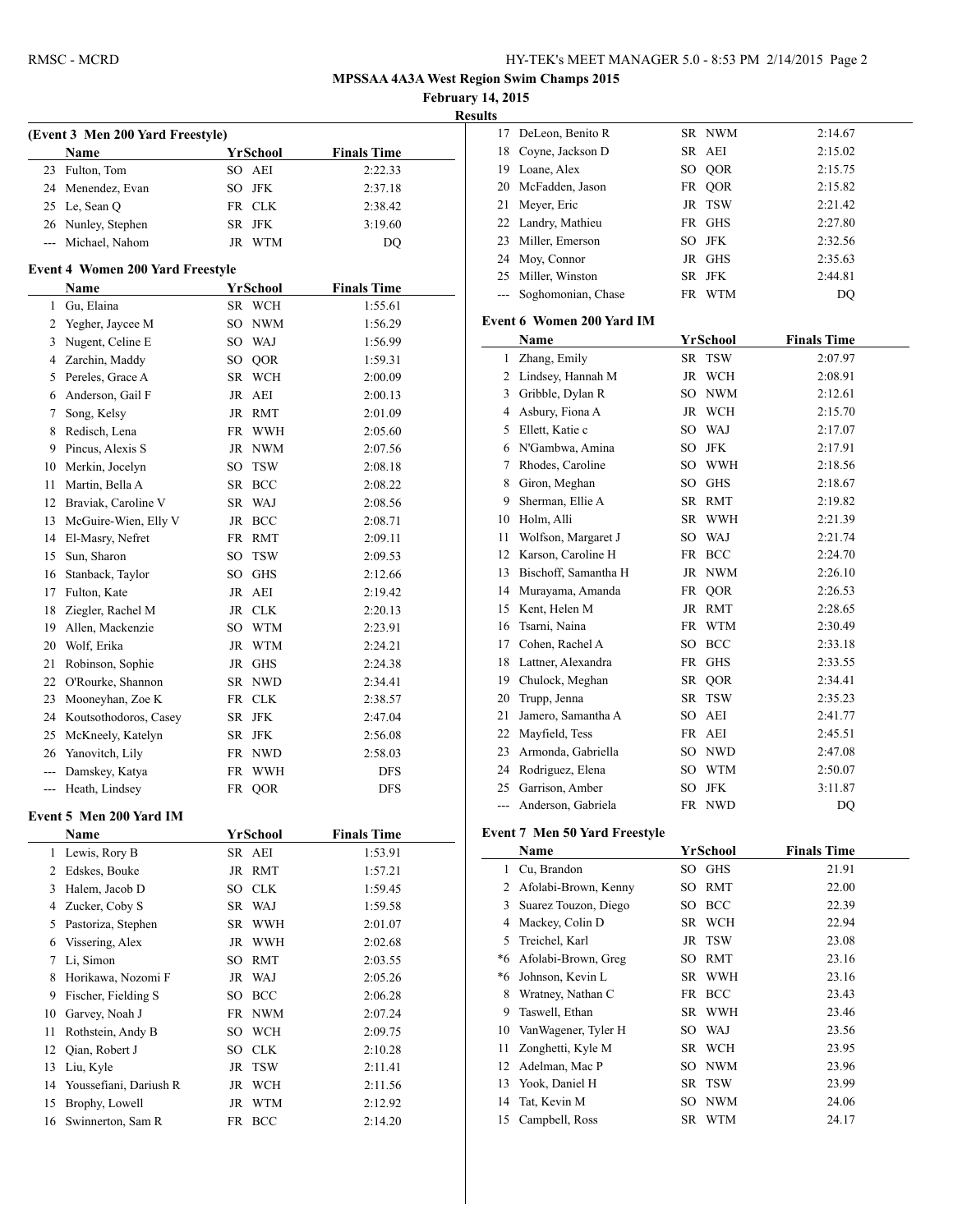**MPSSAA 4A3A West Region Swim Champs 2015**

**February 14, 2015**

**Results**

### (Event 3 Men 200 Yard Freestyle)

| | Name | Yr | School | Finals Time |
|---|---|---|---|---|
| 23 | Fulton, Tom | SO | AEI | 2:22.33 |
| 24 | Menendez, Evan | SO | JFK | 2:37.18 |
| 25 | Le, Sean Q | FR | CLK | 2:38.42 |
| 26 | Nunley, Stephen | SR | JFK | 3:19.60 |
| --- | Michael, Nahom | JR | WTM | DQ |

### Event 4 Women 200 Yard Freestyle

| | Name | Yr | School | Finals Time |
|---|---|---|---|---|
| 1 | Gu, Elaina | SR | WCH | 1:55.61 |
| 2 | Yegher, Jaycee M | SO | NWM | 1:56.29 |
| 3 | Nugent, Celine E | SO | WAJ | 1:56.99 |
| 4 | Zarchin, Maddy | SO | QOR | 1:59.31 |
| 5 | Pereles, Grace A | SR | WCH | 2:00.09 |
| 6 | Anderson, Gail F | JR | AEI | 2:00.13 |
| 7 | Song, Kelsy | JR | RMT | 2:01.09 |
| 8 | Redisch, Lena | FR | WWH | 2:05.60 |
| 9 | Pincus, Alexis S | JR | NWM | 2:07.56 |
| 10 | Merkin, Jocelyn | SO | TSW | 2:08.18 |
| 11 | Martin, Bella A | SR | BCC | 2:08.22 |
| 12 | Braviak, Caroline V | SR | WAJ | 2:08.56 |
| 13 | McGuire-Wien, Elly V | JR | BCC | 2:08.71 |
| 14 | El-Masry, Nefret | FR | RMT | 2:09.11 |
| 15 | Sun, Sharon | SO | TSW | 2:09.53 |
| 16 | Stanback, Taylor | SO | GHS | 2:12.66 |
| 17 | Fulton, Kate | JR | AEI | 2:19.42 |
| 18 | Ziegler, Rachel M | JR | CLK | 2:20.13 |
| 19 | Allen, Mackenzie | SO | WTM | 2:23.91 |
| 20 | Wolf, Erika | JR | WTM | 2:24.21 |
| 21 | Robinson, Sophie | JR | GHS | 2:24.38 |
| 22 | O'Rourke, Shannon | SR | NWD | 2:34.41 |
| 23 | Mooneyhan, Zoe K | FR | CLK | 2:38.57 |
| 24 | Koutsothodoros, Casey | SR | JFK | 2:47.04 |
| 25 | McKneely, Katelyn | SR | JFK | 2:56.08 |
| 26 | Yanovitch, Lily | FR | NWD | 2:58.03 |
| --- | Damskey, Katya | FR | WWH | DFS |
| --- | Heath, Lindsey | FR | QOR | DFS |

### Event 5 Men 200 Yard IM

| | Name | Yr | School | Finals Time |
|---|---|---|---|---|
| 1 | Lewis, Rory B | SR | AEI | 1:53.91 |
| 2 | Edskes, Bouke | JR | RMT | 1:57.21 |
| 3 | Halem, Jacob D | SO | CLK | 1:59.45 |
| 4 | Zucker, Coby S | SR | WAJ | 1:59.58 |
| 5 | Pastoriza, Stephen | SR | WWH | 2:01.07 |
| 6 | Vissering, Alex | JR | WWH | 2:02.68 |
| 7 | Li, Simon | SO | RMT | 2:03.55 |
| 8 | Horikawa, Nozomi F | JR | WAJ | 2:05.26 |
| 9 | Fischer, Fielding S | SO | BCC | 2:06.28 |
| 10 | Garvey, Noah J | FR | NWM | 2:07.24 |
| 11 | Rothstein, Andy B | SO | WCH | 2:09.75 |
| 12 | Qian, Robert J | SO | CLK | 2:10.28 |
| 13 | Liu, Kyle | JR | TSW | 2:11.41 |
| 14 | Youssefiani, Dariush R | JR | WCH | 2:11.56 |
| 15 | Brophy, Lowell | JR | WTM | 2:12.92 |
| 16 | Swinnerton, Sam R | FR | BCC | 2:14.20 |
| 17 | DeLeon, Benito R | SR | NWM | 2:14.67 |
| 18 | Coyne, Jackson D | SR | AEI | 2:15.02 |
| 19 | Loane, Alex | SO | QOR | 2:15.75 |
| 20 | McFadden, Jason | FR | QOR | 2:15.82 |
| 21 | Meyer, Eric | JR | TSW | 2:21.42 |
| 22 | Landry, Mathieu | FR | GHS | 2:27.80 |
| 23 | Miller, Emerson | SO | JFK | 2:32.56 |
| 24 | Moy, Connor | JR | GHS | 2:35.63 |
| 25 | Miller, Winston | SR | JFK | 2:44.81 |
| --- | Soghomonian, Chase | FR | WTM | DQ |

### Event 6 Women 200 Yard IM

| | Name | Yr | School | Finals Time |
|---|---|---|---|---|
| 1 | Zhang, Emily | SR | TSW | 2:07.97 |
| 2 | Lindsey, Hannah M | JR | WCH | 2:08.91 |
| 3 | Gribble, Dylan R | SO | NWM | 2:12.61 |
| 4 | Asbury, Fiona A | JR | WCH | 2:15.70 |
| 5 | Ellett, Katie c | SO | WAJ | 2:17.07 |
| 6 | N'Gambwa, Amina | SO | JFK | 2:17.91 |
| 7 | Rhodes, Caroline | SO | WWH | 2:18.56 |
| 8 | Giron, Meghan | SO | GHS | 2:18.67 |
| 9 | Sherman, Ellie A | SR | RMT | 2:19.82 |
| 10 | Holm, Alli | SR | WWH | 2:21.39 |
| 11 | Wolfson, Margaret J | SO | WAJ | 2:21.74 |
| 12 | Karson, Caroline H | FR | BCC | 2:24.70 |
| 13 | Bischoff, Samantha H | JR | NWM | 2:26.10 |
| 14 | Murayama, Amanda | FR | QOR | 2:26.53 |
| 15 | Kent, Helen M | JR | RMT | 2:28.65 |
| 16 | Tsarni, Naina | FR | WTM | 2:30.49 |
| 17 | Cohen, Rachel A | SO | BCC | 2:33.18 |
| 18 | Lattner, Alexandra | FR | GHS | 2:33.55 |
| 19 | Chulock, Meghan | SR | QOR | 2:34.41 |
| 20 | Trupp, Jenna | SR | TSW | 2:35.23 |
| 21 | Jamero, Samantha A | SO | AEI | 2:41.77 |
| 22 | Mayfield, Tess | FR | AEI | 2:45.51 |
| 23 | Armonda, Gabriella | SO | NWD | 2:47.08 |
| 24 | Rodriguez, Elena | SO | WTM | 2:50.07 |
| 25 | Garrison, Amber | SO | JFK | 3:11.87 |
| --- | Anderson, Gabriela | FR | NWD | DQ |

### Event 7 Men 50 Yard Freestyle

| | Name | Yr | School | Finals Time |
|---|---|---|---|---|
| 1 | Cu, Brandon | SO | GHS | 21.91 |
| 2 | Afolabi-Brown, Kenny | SO | RMT | 22.00 |
| 3 | Suarez Touzon, Diego | SO | BCC | 22.39 |
| 4 | Mackey, Colin D | SR | WCH | 22.94 |
| 5 | Treichel, Karl | JR | TSW | 23.08 |
| *6 | Afolabi-Brown, Greg | SO | RMT | 23.16 |
| *6 | Johnson, Kevin L | SR | WWH | 23.16 |
| 8 | Wratney, Nathan C | FR | BCC | 23.43 |
| 9 | Taswell, Ethan | SR | WWH | 23.46 |
| 10 | VanWagener, Tyler H | SO | WAJ | 23.56 |
| 11 | Zonghetti, Kyle M | SR | WCH | 23.95 |
| 12 | Adelman, Mac P | SO | NWM | 23.96 |
| 13 | Yook, Daniel H | SR | TSW | 23.99 |
| 14 | Tat, Kevin M | SO | NWM | 24.06 |
| 15 | Campbell, Ross | SR | WTM | 24.17 |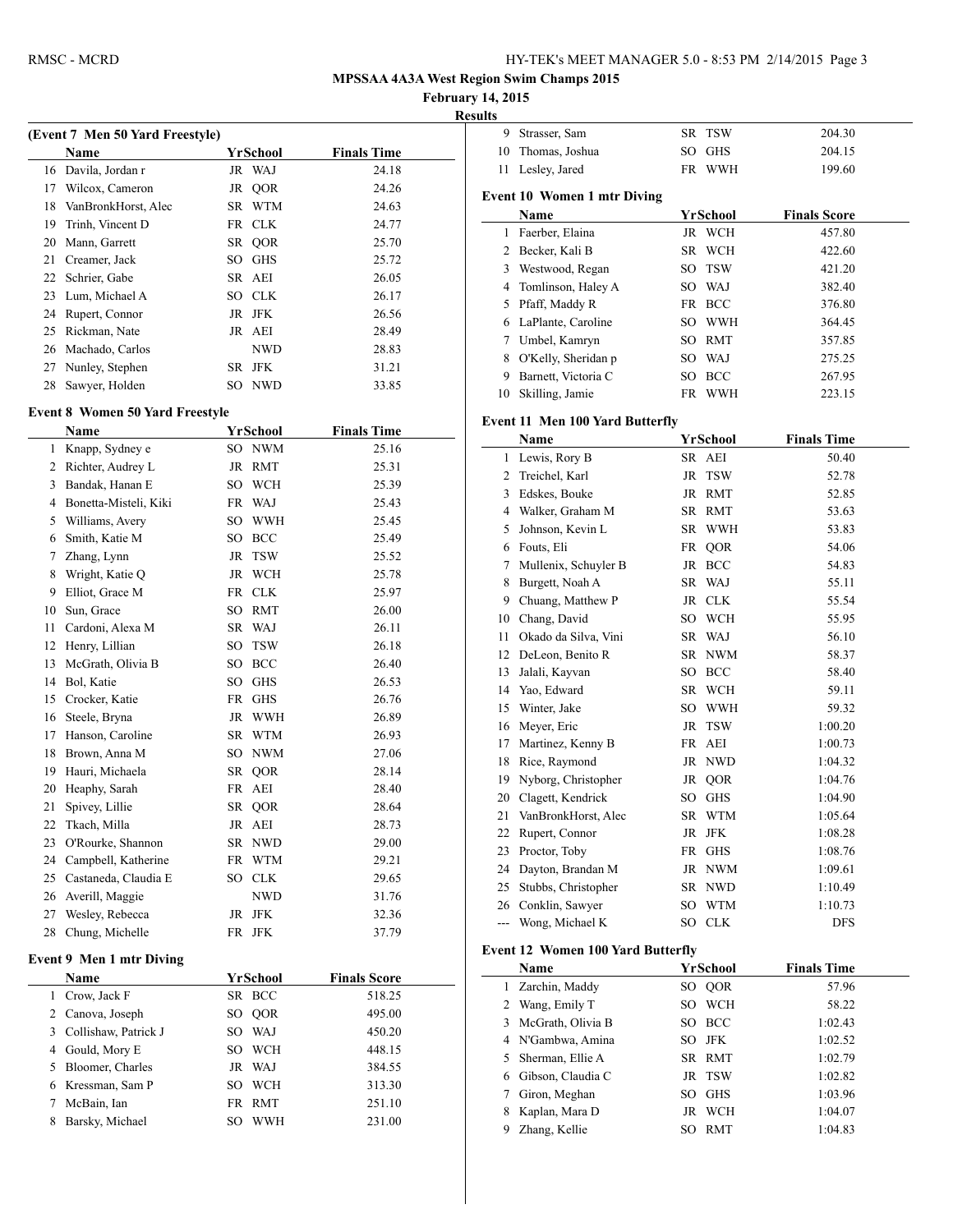# MPSSAA 4A3A West Region Swim Champs 2015

**February 14, 2015**

**Results**

## (Event 7 Men 50 Yard Freestyle)

| | Name | Yr | School | Finals Time |
|---|---|---|---|---|
| 16 | Davila, Jordan r | JR | WAJ | 24.18 |
| 17 | Wilcox, Cameron | JR | QOR | 24.26 |
| 18 | VanBronkHorst, Alec | SR | WTM | 24.63 |
| 19 | Trinh, Vincent D | FR | CLK | 24.77 |
| 20 | Mann, Garrett | SR | QOR | 25.70 |
| 21 | Creamer, Jack | SO | GHS | 25.72 |
| 22 | Schrier, Gabe | SR | AEI | 26.05 |
| 23 | Lum, Michael A | SO | CLK | 26.17 |
| 24 | Rupert, Connor | JR | JFK | 26.56 |
| 25 | Rickman, Nate | JR | AEI | 28.49 |
| 26 | Machado, Carlos | | NWD | 28.83 |
| 27 | Nunley, Stephen | SR | JFK | 31.21 |
| 28 | Sawyer, Holden | SO | NWD | 33.85 |

## Event 8 Women 50 Yard Freestyle

| | Name | Yr | School | Finals Time |
|---|---|---|---|---|
| 1 | Knapp, Sydney e | SO | NWM | 25.16 |
| 2 | Richter, Audrey L | JR | RMT | 25.31 |
| 3 | Bandak, Hanan E | SO | WCH | 25.39 |
| 4 | Bonetta-Misteli, Kiki | FR | WAJ | 25.43 |
| 5 | Williams, Avery | SO | WWH | 25.45 |
| 6 | Smith, Katie M | SO | BCC | 25.49 |
| 7 | Zhang, Lynn | JR | TSW | 25.52 |
| 8 | Wright, Katie Q | JR | WCH | 25.78 |
| 9 | Elliot, Grace M | FR | CLK | 25.97 |
| 10 | Sun, Grace | SO | RMT | 26.00 |
| 11 | Cardoni, Alexa M | SR | WAJ | 26.11 |
| 12 | Henry, Lillian | SO | TSW | 26.18 |
| 13 | McGrath, Olivia B | SO | BCC | 26.40 |
| 14 | Bol, Katie | SO | GHS | 26.53 |
| 15 | Crocker, Katie | FR | GHS | 26.76 |
| 16 | Steele, Bryna | JR | WWH | 26.89 |
| 17 | Hanson, Caroline | SR | WTM | 26.93 |
| 18 | Brown, Anna M | SO | NWM | 27.06 |
| 19 | Hauri, Michaela | SR | QOR | 28.14 |
| 20 | Heaphy, Sarah | FR | AEI | 28.40 |
| 21 | Spivey, Lillie | SR | QOR | 28.64 |
| 22 | Tkach, Milla | JR | AEI | 28.73 |
| 23 | O'Rourke, Shannon | SR | NWD | 29.00 |
| 24 | Campbell, Katherine | FR | WTM | 29.21 |
| 25 | Castaneda, Claudia E | SO | CLK | 29.65 |
| 26 | Averill, Maggie | | NWD | 31.76 |
| 27 | Wesley, Rebecca | JR | JFK | 32.36 |
| 28 | Chung, Michelle | FR | JFK | 37.79 |

## Event 9 Men 1 mtr Diving

| | Name | Yr | School | Finals Score |
|---|---|---|---|---|
| 1 | Crow, Jack F | SR | BCC | 518.25 |
| 2 | Canova, Joseph | SO | QOR | 495.00 |
| 3 | Collishaw, Patrick J | SO | WAJ | 450.20 |
| 4 | Gould, Mory E | SO | WCH | 448.15 |
| 5 | Bloomer, Charles | JR | WAJ | 384.55 |
| 6 | Kressman, Sam P | SO | WCH | 313.30 |
| 7 | McBain, Ian | FR | RMT | 251.10 |
| 8 | Barsky, Michael | SO | WWH | 231.00 |
| 9 | Strasser, Sam | SR | TSW | 204.30 |
| 10 | Thomas, Joshua | SO | GHS | 204.15 |
| 11 | Lesley, Jared | FR | WWH | 199.60 |

## Event 10 Women 1 mtr Diving

| | Name | Yr | School | Finals Score |
|---|---|---|---|---|
| 1 | Faerber, Elaina | JR | WCH | 457.80 |
| 2 | Becker, Kali B | SR | WCH | 422.60 |
| 3 | Westwood, Regan | SO | TSW | 421.20 |
| 4 | Tomlinson, Haley A | SO | WAJ | 382.40 |
| 5 | Pfaff, Maddy R | FR | BCC | 376.80 |
| 6 | LaPlante, Caroline | SO | WWH | 364.45 |
| 7 | Umbel, Kamryn | SO | RMT | 357.85 |
| 8 | O'Kelly, Sheridan p | SO | WAJ | 275.25 |
| 9 | Barnett, Victoria C | SO | BCC | 267.95 |
| 10 | Skilling, Jamie | FR | WWH | 223.15 |

## Event 11 Men 100 Yard Butterfly

| | Name | Yr | School | Finals Time |
|---|---|---|---|---|
| 1 | Lewis, Rory B | SR | AEI | 50.40 |
| 2 | Treichel, Karl | JR | TSW | 52.78 |
| 3 | Edskes, Bouke | JR | RMT | 52.85 |
| 4 | Walker, Graham M | SR | RMT | 53.63 |
| 5 | Johnson, Kevin L | SR | WWH | 53.83 |
| 6 | Fouts, Eli | FR | QOR | 54.06 |
| 7 | Mullenix, Schuyler B | JR | BCC | 54.83 |
| 8 | Burgett, Noah A | SR | WAJ | 55.11 |
| 9 | Chuang, Matthew P | JR | CLK | 55.54 |
| 10 | Chang, David | SO | WCH | 55.95 |
| 11 | Okado da Silva, Vini | SR | WAJ | 56.10 |
| 12 | DeLeon, Benito R | SR | NWM | 58.37 |
| 13 | Jalali, Kayvan | SO | BCC | 58.40 |
| 14 | Yao, Edward | SR | WCH | 59.11 |
| 15 | Winter, Jake | SO | WWH | 59.32 |
| 16 | Meyer, Eric | JR | TSW | 1:00.20 |
| 17 | Martinez, Kenny B | FR | AEI | 1:00.73 |
| 18 | Rice, Raymond | JR | NWD | 1:04.32 |
| 19 | Nyborg, Christopher | JR | QOR | 1:04.76 |
| 20 | Clagett, Kendrick | SO | GHS | 1:04.90 |
| 21 | VanBronkHorst, Alec | SR | WTM | 1:05.64 |
| 22 | Rupert, Connor | JR | JFK | 1:08.28 |
| 23 | Proctor, Toby | FR | GHS | 1:08.76 |
| 24 | Dayton, Brandan M | JR | NWM | 1:09.61 |
| 25 | Stubbs, Christopher | SR | NWD | 1:10.49 |
| 26 | Conklin, Sawyer | SO | WTM | 1:10.73 |
| --- | Wong, Michael K | SO | CLK | DFS |

## Event 12 Women 100 Yard Butterfly

| | Name | Yr | School | Finals Time |
|---|---|---|---|---|
| 1 | Zarchin, Maddy | SO | QOR | 57.96 |
| 2 | Wang, Emily T | SO | WCH | 58.22 |
| 3 | McGrath, Olivia B | SO | BCC | 1:02.43 |
| 4 | N'Gambwa, Amina | SO | JFK | 1:02.52 |
| 5 | Sherman, Ellie A | SR | RMT | 1:02.79 |
| 6 | Gibson, Claudia C | JR | TSW | 1:02.82 |
| 7 | Giron, Meghan | SO | GHS | 1:03.96 |
| 8 | Kaplan, Mara D | JR | WCH | 1:04.07 |
| 9 | Zhang, Kellie | SO | RMT | 1:04.83 |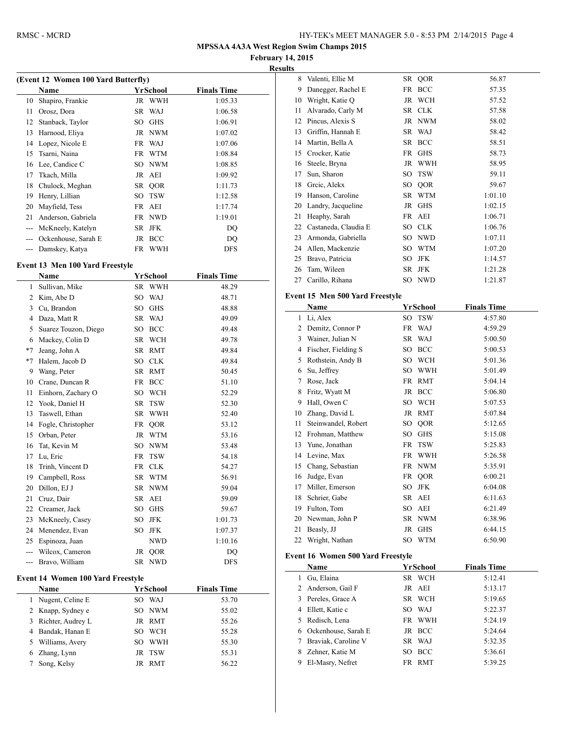# MPSSAA 4A3A West Region Swim Champs 2015

**February 14, 2015**

**Results**

### (Event 12 Women 100 Yard Butterfly)

| | Name | Yr | School | Finals Time |
|---|---|---|---|---|
| 10 | Shapiro, Frankie | JR | WWH | 1:05.33 |
| 11 | Orosz, Dora | SR | WAJ | 1:06.58 |
| 12 | Stanback, Taylor | SO | GHS | 1:06.91 |
| 13 | Harnood, Eliya | JR | NWM | 1:07.02 |
| 14 | Lopez, Nicole E | FR | WAJ | 1:07.06 |
| 15 | Tsarni, Naina | FR | WTM | 1:08.84 |
| 16 | Lee, Candice C | SO | NWM | 1:08.85 |
| 17 | Tkach, Milla | JR | AEI | 1:09.92 |
| 18 | Chulock, Meghan | SR | QOR | 1:11.73 |
| 19 | Henry, Lillian | SO | TSW | 1:12.58 |
| 20 | Mayfield, Tess | FR | AEI | 1:17.74 |
| 21 | Anderson, Gabriela | FR | NWD | 1:19.01 |
| --- | McKneely, Katelyn | SR | JFK | DQ |
| --- | Ockenhouse, Sarah E | JR | BCC | DQ |
| --- | Damskey, Katya | FR | WWH | DFS |

### Event 13 Men 100 Yard Freestyle

| | Name | Yr | School | Finals Time |
|---|---|---|---|---|
| 1 | Sullivan, Mike | SR | WWH | 48.29 |
| 2 | Kim, Abe D | SO | WAJ | 48.71 |
| 3 | Cu, Brandon | SO | GHS | 48.88 |
| 4 | Daza, Matt R | SR | WAJ | 49.09 |
| 5 | Suarez Touzon, Diego | SO | BCC | 49.48 |
| 6 | Mackey, Colin D | SR | WCH | 49.78 |
| *7 | Jeang, John A | SR | RMT | 49.84 |
| *7 | Halem, Jacob D | SO | CLK | 49.84 |
| 9 | Wang, Peter | SR | RMT | 50.45 |
| 10 | Crane, Duncan R | FR | BCC | 51.10 |
| 11 | Einhorn, Zachary O | SO | WCH | 52.29 |
| 12 | Yook, Daniel H | SR | TSW | 52.30 |
| 13 | Taswell, Ethan | SR | WWH | 52.40 |
| 14 | Fogle, Christopher | FR | QOR | 53.12 |
| 15 | Orban, Peter | JR | WTM | 53.16 |
| 16 | Tat, Kevin M | SO | NWM | 53.48 |
| 17 | Lu, Eric | FR | TSW | 54.18 |
| 18 | Trinh, Vincent D | FR | CLK | 54.27 |
| 19 | Campbell, Ross | SR | WTM | 56.91 |
| 20 | Dillon, EJ J | SR | NWM | 59.04 |
| 21 | Cruz, Dair | SR | AEI | 59.09 |
| 22 | Creamer, Jack | SO | GHS | 59.67 |
| 23 | McKneely, Casey | SO | JFK | 1:01.73 |
| 24 | Menendez, Evan | SO | JFK | 1:07.37 |
| 25 | Espinoza, Juan | | NWD | 1:10.16 |
| --- | Wilcox, Cameron | JR | QOR | DQ |
| --- | Bravo, William | SR | NWD | DFS |

### Event 14 Women 100 Yard Freestyle

| | Name | Yr | School | Finals Time |
|---|---|---|---|---|
| 1 | Nugent, Celine E | SO | WAJ | 53.70 |
| 2 | Knapp, Sydney e | SO | NWM | 55.02 |
| 3 | Richter, Audrey L | JR | RMT | 55.26 |
| 4 | Bandak, Hanan E | SO | WCH | 55.28 |
| 5 | Williams, Avery | SO | WWH | 55.30 |
| 6 | Zhang, Lynn | JR | TSW | 55.31 |
| 7 | Song, Kelsy | JR | RMT | 56.22 |
| 8 | Valenti, Ellie M | SR | QOR | 56.87 |
| 9 | Danegger, Rachel E | FR | BCC | 57.35 |
| 10 | Wright, Katie Q | JR | WCH | 57.52 |
| 11 | Alvarado, Carly M | SR | CLK | 57.58 |
| 12 | Pincus, Alexis S | JR | NWM | 58.02 |
| 13 | Griffin, Hannah E | SR | WAJ | 58.42 |
| 14 | Martin, Bella A | SR | BCC | 58.51 |
| 15 | Crocker, Katie | FR | GHS | 58.73 |
| 16 | Steele, Bryna | JR | WWH | 58.95 |
| 17 | Sun, Sharon | SO | TSW | 59.11 |
| 18 | Grcic, Alekx | SO | QOR | 59.67 |
| 19 | Hanson, Caroline | SR | WTM | 1:01.10 |
| 20 | Landry, Jacqueline | JR | GHS | 1:02.15 |
| 21 | Heaphy, Sarah | FR | AEI | 1:06.71 |
| 22 | Castaneda, Claudia E | SO | CLK | 1:06.76 |
| 23 | Armonda, Gabriella | SO | NWD | 1:07.11 |
| 24 | Allen, Mackenzie | SO | WTM | 1:07.20 |
| 25 | Bravo, Patricia | SO | JFK | 1:14.57 |
| 26 | Tam, Wileen | SR | JFK | 1:21.28 |
| 27 | Carillo, Rihana | SO | NWD | 1:21.87 |

### Event 15 Men 500 Yard Freestyle

| | Name | Yr | School | Finals Time |
|---|---|---|---|---|
| 1 | Li, Alex | SO | TSW | 4:57.80 |
| 2 | Demitz, Connor P | FR | WAJ | 4:59.29 |
| 3 | Wainer, Julian N | SR | WAJ | 5:00.50 |
| 4 | Fischer, Fielding S | SO | BCC | 5:00.53 |
| 5 | Rothstein, Andy B | SO | WCH | 5:01.36 |
| 6 | Su, Jeffrey | SO | WWH | 5:01.49 |
| 7 | Rose, Jack | FR | RMT | 5:04.14 |
| 8 | Fritz, Wyatt M | JR | BCC | 5:06.80 |
| 9 | Hall, Owen C | SO | WCH | 5:07.53 |
| 10 | Zhang, David L | JR | RMT | 5:07.84 |
| 11 | Steinwandel, Robert | SO | QOR | 5:12.65 |
| 12 | Frohman, Matthew | SO | GHS | 5:15.08 |
| 13 | Yune, Jonathan | FR | TSW | 5:25.83 |
| 14 | Levine, Max | FR | WWH | 5:26.58 |
| 15 | Chang, Sebastian | FR | NWM | 5:35.91 |
| 16 | Judge, Evan | FR | QOR | 6:00.21 |
| 17 | Miller, Emerson | SO | JFK | 6:04.08 |
| 18 | Schrier, Gabe | SR | AEI | 6:11.63 |
| 19 | Fulton, Tom | SO | AEI | 6:21.49 |
| 20 | Newman, John P | SR | NWM | 6:38.96 |
| 21 | Beasly, JJ | JR | GHS | 6:44.15 |
| 22 | Wright, Nathan | SO | WTM | 6:50.90 |

### Event 16 Women 500 Yard Freestyle

| | Name | Yr | School | Finals Time |
|---|---|---|---|---|
| 1 | Gu, Elaina | SR | WCH | 5:12.41 |
| 2 | Anderson, Gail F | JR | AEI | 5:13.17 |
| 3 | Pereles, Grace A | SR | WCH | 5:19.65 |
| 4 | Ellett, Katie c | SO | WAJ | 5:22.37 |
| 5 | Redisch, Lena | FR | WWH | 5:24.19 |
| 6 | Ockenhouse, Sarah E | JR | BCC | 5:24.64 |
| 7 | Braviak, Caroline V | SR | WAJ | 5:32.35 |
| 8 | Zehner, Katie M | SO | BCC | 5:36.61 |
| 9 | El-Masry, Nefret | FR | RMT | 5:39.25 |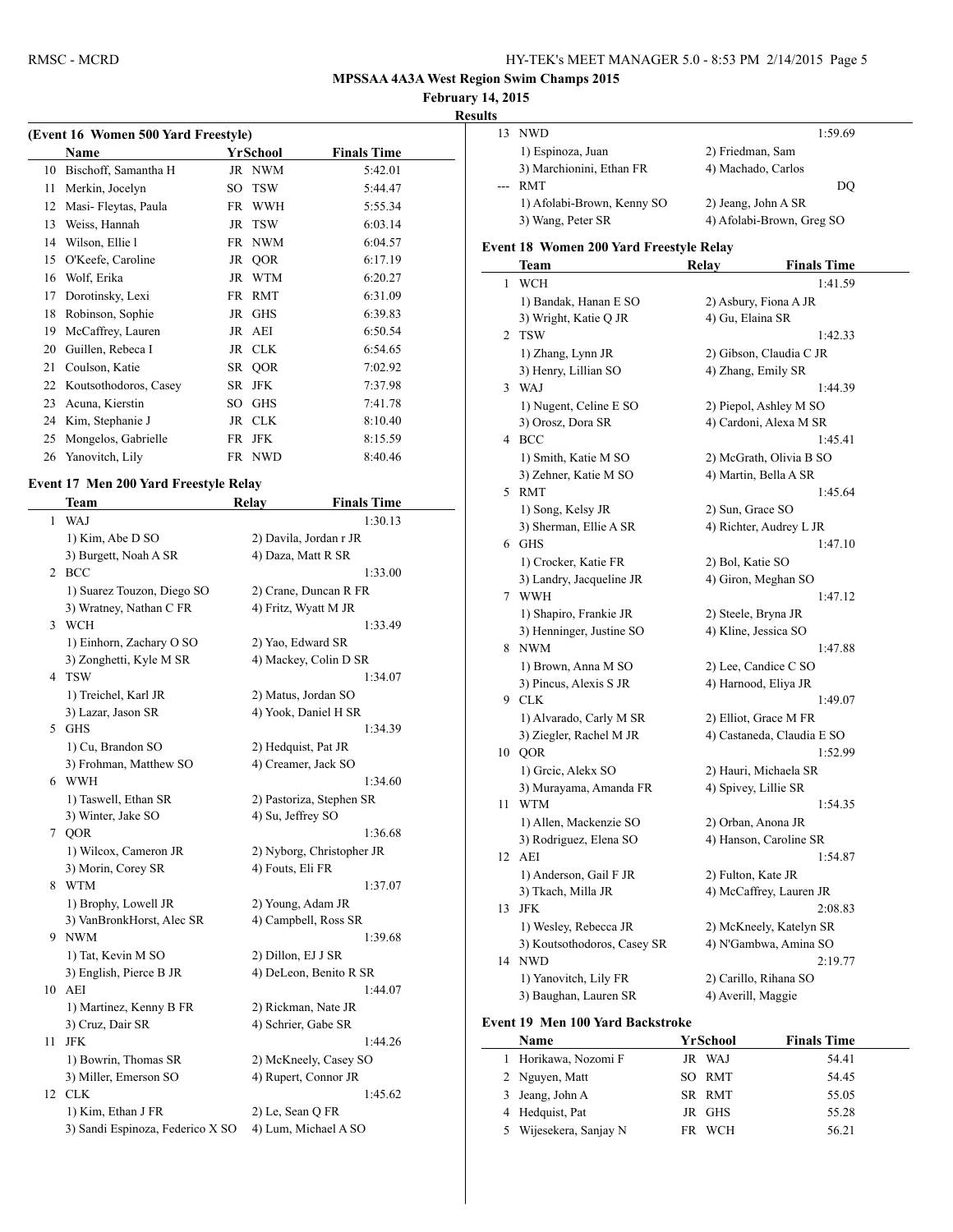**MPSSAA 4A3A West Region Swim Champs 2015**

**February 14, 2015**

**Results**

**(Event 16 Women 500 Yard Freestyle)**

| | Name | Yr | School | Finals Time |
|---|---|---|---|---|
| 10 | Bischoff, Samantha H | JR | NWM | 5:42.01 |
| 11 | Merkin, Jocelyn | SO | TSW | 5:44.47 |
| 12 | Masi- Fleytas, Paula | FR | WWH | 5:55.34 |
| 13 | Weiss, Hannah | JR | TSW | 6:03.14 |
| 14 | Wilson, Ellie l | FR | NWM | 6:04.57 |
| 15 | O'Keefe, Caroline | JR | QOR | 6:17.19 |
| 16 | Wolf, Erika | JR | WTM | 6:20.27 |
| 17 | Dorotinsky, Lexi | FR | RMT | 6:31.09 |
| 18 | Robinson, Sophie | JR | GHS | 6:39.83 |
| 19 | McCaffrey, Lauren | JR | AEI | 6:50.54 |
| 20 | Guillen, Rebeca I | JR | CLK | 6:54.65 |
| 21 | Coulson, Katie | SR | QOR | 7:02.92 |
| 22 | Koutsothodoros, Casey | SR | JFK | 7:37.98 |
| 23 | Acuna, Kierstin | SO | GHS | 7:41.78 |
| 24 | Kim, Stephanie J | JR | CLK | 8:10.40 |
| 25 | Mongelos, Gabrielle | FR | JFK | 8:15.59 |
| 26 | Yanovitch, Lily | FR | NWD | 8:40.46 |

**Event 17 Men 200 Yard Freestyle Relay**

| | Team | Relay | Finals Time |
|---|---|---|---|
| 1 | WAJ | | 1:30.13 |
| | 1) Kim, Abe D SO | 2) Davila, Jordan r JR | |
| | 3) Burgett, Noah A SR | 4) Daza, Matt R SR | |
| 2 | BCC | | 1:33.00 |
| | 1) Suarez Touzon, Diego SO | 2) Crane, Duncan R FR | |
| | 3) Wratney, Nathan C FR | 4) Fritz, Wyatt M JR | |
| 3 | WCH | | 1:33.49 |
| | 1) Einhorn, Zachary O SO | 2) Yao, Edward SR | |
| | 3) Zonghetti, Kyle M SR | 4) Mackey, Colin D SR | |
| 4 | TSW | | 1:34.07 |
| | 1) Treichel, Karl JR | 2) Matus, Jordan SO | |
| | 3) Lazar, Jason SR | 4) Yook, Daniel H SR | |
| 5 | GHS | | 1:34.39 |
| | 1) Cu, Brandon SO | 2) Hedquist, Pat JR | |
| | 3) Frohman, Matthew SO | 4) Creamer, Jack SO | |
| 6 | WWH | | 1:34.60 |
| | 1) Taswell, Ethan SR | 2) Pastoriza, Stephen SR | |
| | 3) Winter, Jake SO | 4) Su, Jeffrey SO | |
| 7 | QOR | | 1:36.68 |
| | 1) Wilcox, Cameron JR | 2) Nyborg, Christopher JR | |
| | 3) Morin, Corey SR | 4) Fouts, Eli FR | |
| 8 | WTM | | 1:37.07 |
| | 1) Brophy, Lowell JR | 2) Young, Adam JR | |
| | 3) VanBronkHorst, Alec SR | 4) Campbell, Ross SR | |
| 9 | NWM | | 1:39.68 |
| | 1) Tat, Kevin M SO | 2) Dillon, EJ J SR | |
| | 3) English, Pierce B JR | 4) DeLeon, Benito R SR | |
| 10 | AEI | | 1:44.07 |
| | 1) Martinez, Kenny B FR | 2) Rickman, Nate JR | |
| | 3) Cruz, Dair SR | 4) Schrier, Gabe SR | |
| 11 | JFK | | 1:44.26 |
| | 1) Bowrin, Thomas SR | 2) McKneely, Casey SO | |
| | 3) Miller, Emerson SO | 4) Rupert, Connor JR | |
| 12 | CLK | | 1:45.62 |
| | 1) Kim, Ethan J FR | 2) Le, Sean Q FR | |
| | 3) Sandi Espinoza, Federico X SO | 4) Lum, Michael A SO | |
| 13 | NWD | | 1:59.69 |
| | 1) Espinoza, Juan | 2) Friedman, Sam | |
| | 3) Marchionini, Ethan FR | 4) Machado, Carlos | |
| --- | RMT | | DQ |
| | 1) Afolabi-Brown, Kenny SO | 2) Jeang, John A SR | |
| | 3) Wang, Peter SR | 4) Afolabi-Brown, Greg SO | |

**Event 18 Women 200 Yard Freestyle Relay**

| | Team | Relay | Finals Time |
|---|---|---|---|
| 1 | WCH | | 1:41.59 |
| | 1) Bandak, Hanan E SO | 2) Asbury, Fiona A JR | |
| | 3) Wright, Katie Q JR | 4) Gu, Elaina SR | |
| 2 | TSW | | 1:42.33 |
| | 1) Zhang, Lynn JR | 2) Gibson, Claudia C JR | |
| | 3) Henry, Lillian SO | 4) Zhang, Emily SR | |
| 3 | WAJ | | 1:44.39 |
| | 1) Nugent, Celine E SO | 2) Piepol, Ashley M SO | |
| | 3) Orosz, Dora SR | 4) Cardoni, Alexa M SR | |
| 4 | BCC | | 1:45.41 |
| | 1) Smith, Katie M SO | 2) McGrath, Olivia B SO | |
| | 3) Zehner, Katie M SO | 4) Martin, Bella A SR | |
| 5 | RMT | | 1:45.64 |
| | 1) Song, Kelsy JR | 2) Sun, Grace SO | |
| | 3) Sherman, Ellie A SR | 4) Richter, Audrey L JR | |
| 6 | GHS | | 1:47.10 |
| | 1) Crocker, Katie FR | 2) Bol, Katie SO | |
| | 3) Landry, Jacqueline JR | 4) Giron, Meghan SO | |
| 7 | WWH | | 1:47.12 |
| | 1) Shapiro, Frankie JR | 2) Steele, Bryna JR | |
| | 3) Henninger, Justine SO | 4) Kline, Jessica SO | |
| 8 | NWM | | 1:47.88 |
| | 1) Brown, Anna M SO | 2) Lee, Candice C SO | |
| | 3) Pincus, Alexis S JR | 4) Harnood, Eliya JR | |
| 9 | CLK | | 1:49.07 |
| | 1) Alvarado, Carly M SR | 2) Elliot, Grace M FR | |
| | 3) Ziegler, Rachel M JR | 4) Castaneda, Claudia E SO | |
| 10 | QOR | | 1:52.99 |
| | 1) Grcic, Alekx SO | 2) Hauri, Michaela SR | |
| | 3) Murayama, Amanda FR | 4) Spivey, Lillie SR | |
| 11 | WTM | | 1:54.35 |
| | 1) Allen, Mackenzie SO | 2) Orban, Anona JR | |
| | 3) Rodriguez, Elena SO | 4) Hanson, Caroline SR | |
| 12 | AEI | | 1:54.87 |
| | 1) Anderson, Gail F JR | 2) Fulton, Kate JR | |
| | 3) Tkach, Milla JR | 4) McCaffrey, Lauren JR | |
| 13 | JFK | | 2:08.83 |
| | 1) Wesley, Rebecca JR | 2) McKneely, Katelyn SR | |
| | 3) Koutsothodoros, Casey SR | 4) N'Gambwa, Amina SO | |
| 14 | NWD | | 2:19.77 |
| | 1) Yanovitch, Lily FR | 2) Carillo, Rihana SO | |
| | 3) Baughan, Lauren SR | 4) Averill, Maggie | |

**Event 19 Men 100 Yard Backstroke**

| | Name | Yr | School | Finals Time |
|---|---|---|---|---|
| 1 | Horikawa, Nozomi F | JR | WAJ | 54.41 |
| 2 | Nguyen, Matt | SO | RMT | 54.45 |
| 3 | Jeang, John A | SR | RMT | 55.05 |
| 4 | Hedquist, Pat | JR | GHS | 55.28 |
| 5 | Wijesekera, Sanjay N | FR | WCH | 56.21 |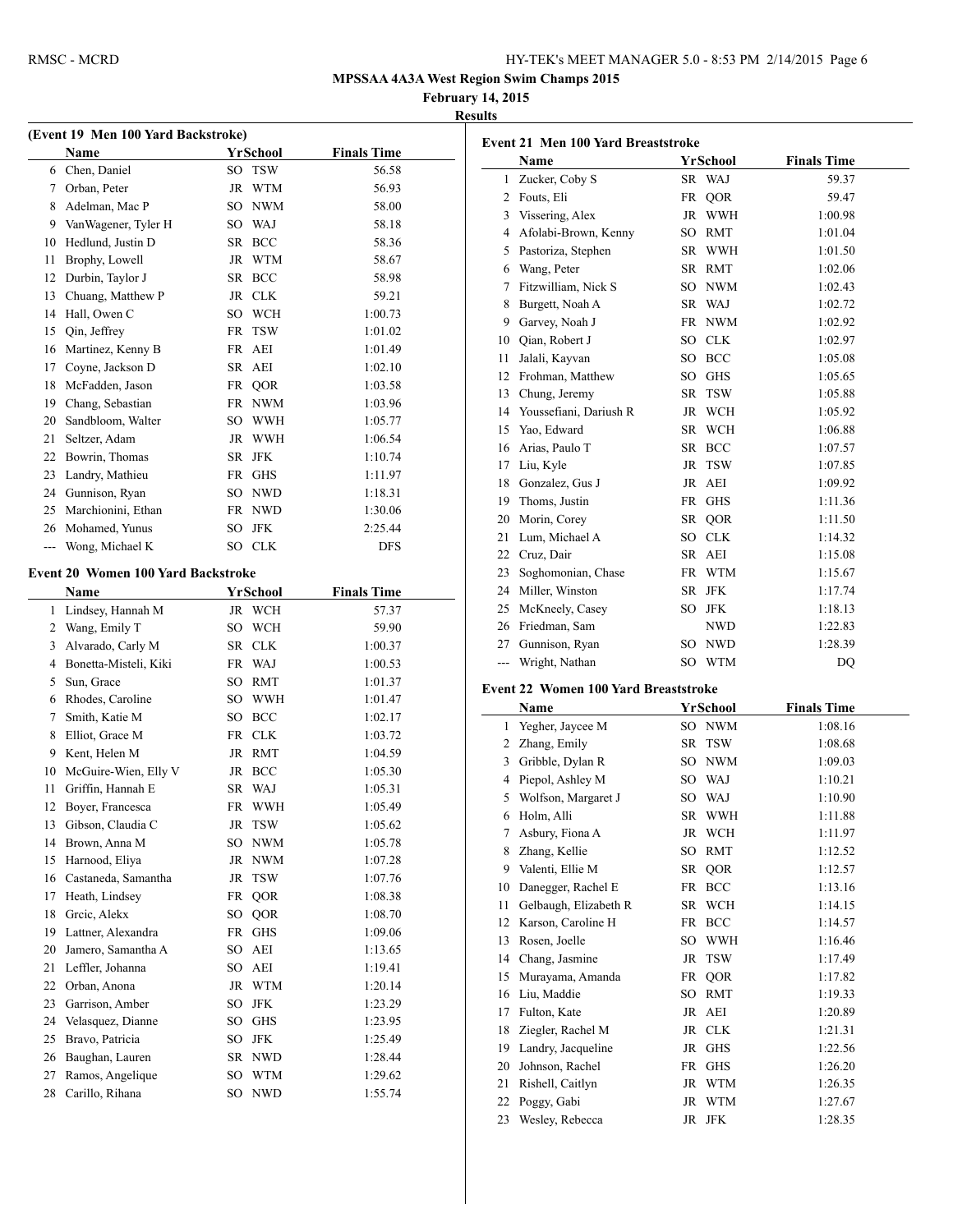**MPSSAA 4A3A West Region Swim Champs 2015**

**February 14, 2015**

**Results**

### (Event 19 Men 100 Yard Backstroke)

| | Name | Yr | School | Finals Time |
|---|---|---|---|---|
| 6 | Chen, Daniel | SO | TSW | 56.58 |
| 7 | Orban, Peter | JR | WTM | 56.93 |
| 8 | Adelman, Mac P | SO | NWM | 58.00 |
| 9 | VanWagener, Tyler H | SO | WAJ | 58.18 |
| 10 | Hedlund, Justin D | SR | BCC | 58.36 |
| 11 | Brophy, Lowell | JR | WTM | 58.67 |
| 12 | Durbin, Taylor J | SR | BCC | 58.98 |
| 13 | Chuang, Matthew P | JR | CLK | 59.21 |
| 14 | Hall, Owen C | SO | WCH | 1:00.73 |
| 15 | Qin, Jeffrey | FR | TSW | 1:01.02 |
| 16 | Martinez, Kenny B | FR | AEI | 1:01.49 |
| 17 | Coyne, Jackson D | SR | AEI | 1:02.10 |
| 18 | McFadden, Jason | FR | QOR | 1:03.58 |
| 19 | Chang, Sebastian | FR | NWM | 1:03.96 |
| 20 | Sandbloom, Walter | SO | WWH | 1:05.77 |
| 21 | Seltzer, Adam | JR | WWH | 1:06.54 |
| 22 | Bowrin, Thomas | SR | JFK | 1:10.74 |
| 23 | Landry, Mathieu | FR | GHS | 1:11.97 |
| 24 | Gunnison, Ryan | SO | NWD | 1:18.31 |
| 25 | Marchionini, Ethan | FR | NWD | 1:30.06 |
| 26 | Mohamed, Yunus | SO | JFK | 2:25.44 |
| --- | Wong, Michael K | SO | CLK | DFS |

### Event 20 Women 100 Yard Backstroke

| | Name | Yr | School | Finals Time |
|---|---|---|---|---|
| 1 | Lindsey, Hannah M | JR | WCH | 57.37 |
| 2 | Wang, Emily T | SO | WCH | 59.90 |
| 3 | Alvarado, Carly M | SR | CLK | 1:00.37 |
| 4 | Bonetta-Misteli, Kiki | FR | WAJ | 1:00.53 |
| 5 | Sun, Grace | SO | RMT | 1:01.37 |
| 6 | Rhodes, Caroline | SO | WWH | 1:01.47 |
| 7 | Smith, Katie M | SO | BCC | 1:02.17 |
| 8 | Elliot, Grace M | FR | CLK | 1:03.72 |
| 9 | Kent, Helen M | JR | RMT | 1:04.59 |
| 10 | McGuire-Wien, Elly V | JR | BCC | 1:05.30 |
| 11 | Griffin, Hannah E | SR | WAJ | 1:05.31 |
| 12 | Boyer, Francesca | FR | WWH | 1:05.49 |
| 13 | Gibson, Claudia C | JR | TSW | 1:05.62 |
| 14 | Brown, Anna M | SO | NWM | 1:05.78 |
| 15 | Harnood, Eliya | JR | NWM | 1:07.28 |
| 16 | Castaneda, Samantha | JR | TSW | 1:07.76 |
| 17 | Heath, Lindsey | FR | QOR | 1:08.38 |
| 18 | Grcic, Alekx | SO | QOR | 1:08.70 |
| 19 | Lattner, Alexandra | FR | GHS | 1:09.06 |
| 20 | Jamero, Samantha A | SO | AEI | 1:13.65 |
| 21 | Leffler, Johanna | SO | AEI | 1:19.41 |
| 22 | Orban, Anona | JR | WTM | 1:20.14 |
| 23 | Garrison, Amber | SO | JFK | 1:23.29 |
| 24 | Velasquez, Dianne | SO | GHS | 1:23.95 |
| 25 | Bravo, Patricia | SO | JFK | 1:25.49 |
| 26 | Baughan, Lauren | SR | NWD | 1:28.44 |
| 27 | Ramos, Angelique | SO | WTM | 1:29.62 |
| 28 | Carillo, Rihana | SO | NWD | 1:55.74 |

### Event 21 Men 100 Yard Breaststroke

| | Name | Yr | School | Finals Time |
|---|---|---|---|---|
| 1 | Zucker, Coby S | SR | WAJ | 59.37 |
| 2 | Fouts, Eli | FR | QOR | 59.47 |
| 3 | Vissering, Alex | JR | WWH | 1:00.98 |
| 4 | Afolabi-Brown, Kenny | SO | RMT | 1:01.04 |
| 5 | Pastoriza, Stephen | SR | WWH | 1:01.50 |
| 6 | Wang, Peter | SR | RMT | 1:02.06 |
| 7 | Fitzwilliam, Nick S | SO | NWM | 1:02.43 |
| 8 | Burgett, Noah A | SR | WAJ | 1:02.72 |
| 9 | Garvey, Noah J | FR | NWM | 1:02.92 |
| 10 | Qian, Robert J | SO | CLK | 1:02.97 |
| 11 | Jalali, Kayvan | SO | BCC | 1:05.08 |
| 12 | Frohman, Matthew | SO | GHS | 1:05.65 |
| 13 | Chung, Jeremy | SR | TSW | 1:05.88 |
| 14 | Youssefiani, Dariush R | JR | WCH | 1:05.92 |
| 15 | Yao, Edward | SR | WCH | 1:06.88 |
| 16 | Arias, Paulo T | SR | BCC | 1:07.57 |
| 17 | Liu, Kyle | JR | TSW | 1:07.85 |
| 18 | Gonzalez, Gus J | JR | AEI | 1:09.92 |
| 19 | Thoms, Justin | FR | GHS | 1:11.36 |
| 20 | Morin, Corey | SR | QOR | 1:11.50 |
| 21 | Lum, Michael A | SO | CLK | 1:14.32 |
| 22 | Cruz, Dair | SR | AEI | 1:15.08 |
| 23 | Soghomonian, Chase | FR | WTM | 1:15.67 |
| 24 | Miller, Winston | SR | JFK | 1:17.74 |
| 25 | McKneely, Casey | SO | JFK | 1:18.13 |
| 26 | Friedman, Sam | | NWD | 1:22.83 |
| 27 | Gunnison, Ryan | SO | NWD | 1:28.39 |
| --- | Wright, Nathan | SO | WTM | DQ |

### Event 22 Women 100 Yard Breaststroke

| | Name | Yr | School | Finals Time |
|---|---|---|---|---|
| 1 | Yegher, Jaycee M | SO | NWM | 1:08.16 |
| 2 | Zhang, Emily | SR | TSW | 1:08.68 |
| 3 | Gribble, Dylan R | SO | NWM | 1:09.03 |
| 4 | Piepol, Ashley M | SO | WAJ | 1:10.21 |
| 5 | Wolfson, Margaret J | SO | WAJ | 1:10.90 |
| 6 | Holm, Alli | SR | WWH | 1:11.88 |
| 7 | Asbury, Fiona A | JR | WCH | 1:11.97 |
| 8 | Zhang, Kellie | SO | RMT | 1:12.52 |
| 9 | Valenti, Ellie M | SR | QOR | 1:12.57 |
| 10 | Danegger, Rachel E | FR | BCC | 1:13.16 |
| 11 | Gelbaugh, Elizabeth R | SR | WCH | 1:14.15 |
| 12 | Karson, Caroline H | FR | BCC | 1:14.57 |
| 13 | Rosen, Joelle | SO | WWH | 1:16.46 |
| 14 | Chang, Jasmine | JR | TSW | 1:17.49 |
| 15 | Murayama, Amanda | FR | QOR | 1:17.82 |
| 16 | Liu, Maddie | SO | RMT | 1:19.33 |
| 17 | Fulton, Kate | JR | AEI | 1:20.89 |
| 18 | Ziegler, Rachel M | JR | CLK | 1:21.31 |
| 19 | Landry, Jacqueline | JR | GHS | 1:22.56 |
| 20 | Johnson, Rachel | FR | GHS | 1:26.20 |
| 21 | Rishell, Caitlyn | JR | WTM | 1:26.35 |
| 22 | Poggy, Gabi | JR | WTM | 1:27.67 |
| 23 | Wesley, Rebecca | JR | JFK | 1:28.35 |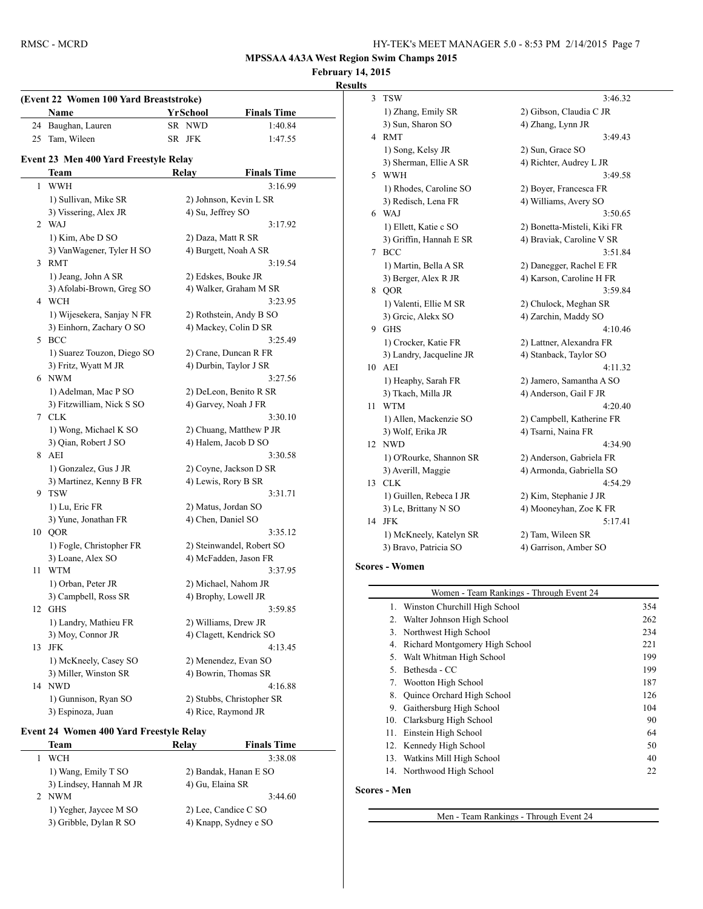## MPSSAA 4A3A West Region Swim Champs 2015

**February 14, 2015**

**Results**

### (Event 22 Women 100 Yard Breaststroke)

| | Name | Yr | School | Finals Time |
|---|---|---|---|---|
| 24 | Baughan, Lauren | SR | NWD | 1:40.84 |
| 25 | Tam, Wileen | SR | JFK | 1:47.55 |

### Event 23 Men 400 Yard Freestyle Relay

| | Team | Relay | Finals Time |
|---|---|---|---|
| 1 | WWH | | 3:16.99 |
| | 1) Sullivan, Mike SR | 2) Johnson, Kevin L SR | |
| | 3) Vissering, Alex JR | 4) Su, Jeffrey SO | |
| 2 | WAJ | | 3:17.92 |
| | 1) Kim, Abe D SO | 2) Daza, Matt R SR | |
| | 3) VanWagener, Tyler H SO | 4) Burgett, Noah A SR | |
| 3 | RMT | | 3:19.54 |
| | 1) Jeang, John A SR | 2) Edskes, Bouke JR | |
| | 3) Afolabi-Brown, Greg SO | 4) Walker, Graham M SR | |
| 4 | WCH | | 3:23.95 |
| | 1) Wijesekera, Sanjay N FR | 2) Rothstein, Andy B SO | |
| | 3) Einhorn, Zachary O SO | 4) Mackey, Colin D SR | |
| 5 | BCC | | 3:25.49 |
| | 1) Suarez Touzon, Diego SO | 2) Crane, Duncan R FR | |
| | 3) Fritz, Wyatt M JR | 4) Durbin, Taylor J SR | |
| 6 | NWM | | 3:27.56 |
| | 1) Adelman, Mac P SO | 2) DeLeon, Benito R SR | |
| | 3) Fitzwilliam, Nick S SO | 4) Garvey, Noah J FR | |
| 7 | CLK | | 3:30.10 |
| | 1) Wong, Michael K SO | 2) Chuang, Matthew P JR | |
| | 3) Qian, Robert J SO | 4) Halem, Jacob D SO | |
| 8 | AEI | | 3:30.58 |
| | 1) Gonzalez, Gus J JR | 2) Coyne, Jackson D SR | |
| | 3) Martinez, Kenny B FR | 4) Lewis, Rory B SR | |
| 9 | TSW | | 3:31.71 |
| | 1) Lu, Eric FR | 2) Matus, Jordan SO | |
| | 3) Yune, Jonathan FR | 4) Chen, Daniel SO | |
| 10 | QOR | | 3:35.12 |
| | 1) Fogle, Christopher FR | 2) Steinwandel, Robert SO | |
| | 3) Loane, Alex SO | 4) McFadden, Jason FR | |
| 11 | WTM | | 3:37.95 |
| | 1) Orban, Peter JR | 2) Michael, Nahom JR | |
| | 3) Campbell, Ross SR | 4) Brophy, Lowell JR | |
| 12 | GHS | | 3:59.85 |
| | 1) Landry, Mathieu FR | 2) Williams, Drew JR | |
| | 3) Moy, Connor JR | 4) Clagett, Kendrick SO | |
| 13 | JFK | | 4:13.45 |
| | 1) McKneely, Casey SO | 2) Menendez, Evan SO | |
| | 3) Miller, Winston SR | 4) Bowrin, Thomas SR | |
| 14 | NWD | | 4:16.88 |
| | 1) Gunnison, Ryan SO | 2) Stubbs, Christopher SR | |
| | 3) Espinoza, Juan | 4) Rice, Raymond JR | |

### Event 24 Women 400 Yard Freestyle Relay

| | Team | Relay | Finals Time |
|---|---|---|---|
| 1 | WCH | | 3:38.08 |
| | 1) Wang, Emily T SO | 2) Bandak, Hanan E SO | |
| | 3) Lindsey, Hannah M JR | 4) Gu, Elaina SR | |
| 2 | NWM | | 3:44.60 |
| | 1) Yegher, Jaycee M SO | 2) Lee, Candice C SO | |
| | 3) Gribble, Dylan R SO | 4) Knapp, Sydney e SO | |
| 3 | TSW | | 3:46.32 |
| | 1) Zhang, Emily SR | 2) Gibson, Claudia C JR | |
| | 3) Sun, Sharon SO | 4) Zhang, Lynn JR | |
| 4 | RMT | | 3:49.43 |
| | 1) Song, Kelsy JR | 2) Sun, Grace SO | |
| | 3) Sherman, Ellie A SR | 4) Richter, Audrey L JR | |
| 5 | WWH | | 3:49.58 |
| | 1) Rhodes, Caroline SO | 2) Boyer, Francesca FR | |
| | 3) Redisch, Lena FR | 4) Williams, Avery SO | |
| 6 | WAJ | | 3:50.65 |
| | 1) Ellett, Katie c SO | 2) Bonetta-Misteli, Kiki FR | |
| | 3) Griffin, Hannah E SR | 4) Braviak, Caroline V SR | |
| 7 | BCC | | 3:51.84 |
| | 1) Martin, Bella A SR | 2) Danegger, Rachel E FR | |
| | 3) Berger, Alex R JR | 4) Karson, Caroline H FR | |
| 8 | QOR | | 3:59.84 |
| | 1) Valenti, Ellie M SR | 2) Chulock, Meghan SR | |
| | 3) Grcic, Alekx SO | 4) Zarchin, Maddy SO | |
| 9 | GHS | | 4:10.46 |
| | 1) Crocker, Katie FR | 2) Lattner, Alexandra FR | |
| | 3) Landry, Jacqueline JR | 4) Stanback, Taylor SO | |
| 10 | AEI | | 4:11.32 |
| | 1) Heaphy, Sarah FR | 2) Jamero, Samantha A SO | |
| | 3) Tkach, Milla JR | 4) Anderson, Gail F JR | |
| 11 | WTM | | 4:20.40 |
| | 1) Allen, Mackenzie SO | 2) Campbell, Katherine FR | |
| | 3) Wolf, Erika JR | 4) Tsarni, Naina FR | |
| 12 | NWD | | 4:34.90 |
| | 1) O'Rourke, Shannon SR | 2) Anderson, Gabriela FR | |
| | 3) Averill, Maggie | 4) Armonda, Gabriella SO | |
| 13 | CLK | | 4:54.29 |
| | 1) Guillen, Rebeca I JR | 2) Kim, Stephanie J JR | |
| | 3) Le, Brittany N SO | 4) Mooneyhan, Zoe K FR | |
| 14 | JFK | | 5:17.41 |
| | 1) McKneely, Katelyn SR | 2) Tam, Wileen SR | |
| | 3) Bravo, Patricia SO | 4) Garrison, Amber SO | |

### Scores - Women

| Women - Team Rankings - Through Event 24 | | |
|---|---|---|
| 1. | Winston Churchill High School | 354 |
| 2. | Walter Johnson High School | 262 |
| 3. | Northwest High School | 234 |
| 4. | Richard Montgomery High School | 221 |
| 5. | Walt Whitman High School | 199 |
| 5. | Bethesda - CC | 199 |
| 7. | Wootton High School | 187 |
| 8. | Quince Orchard High School | 126 |
| 9. | Gaithersburg High School | 104 |
| 10. | Clarksburg High School | 90 |
| 11. | Einstein High School | 64 |
| 12. | Kennedy High School | 50 |
| 13. | Watkins Mill High School | 40 |
| 14. | Northwood High School | 22 |

### Scores - Men

Men - Team Rankings - Through Event 24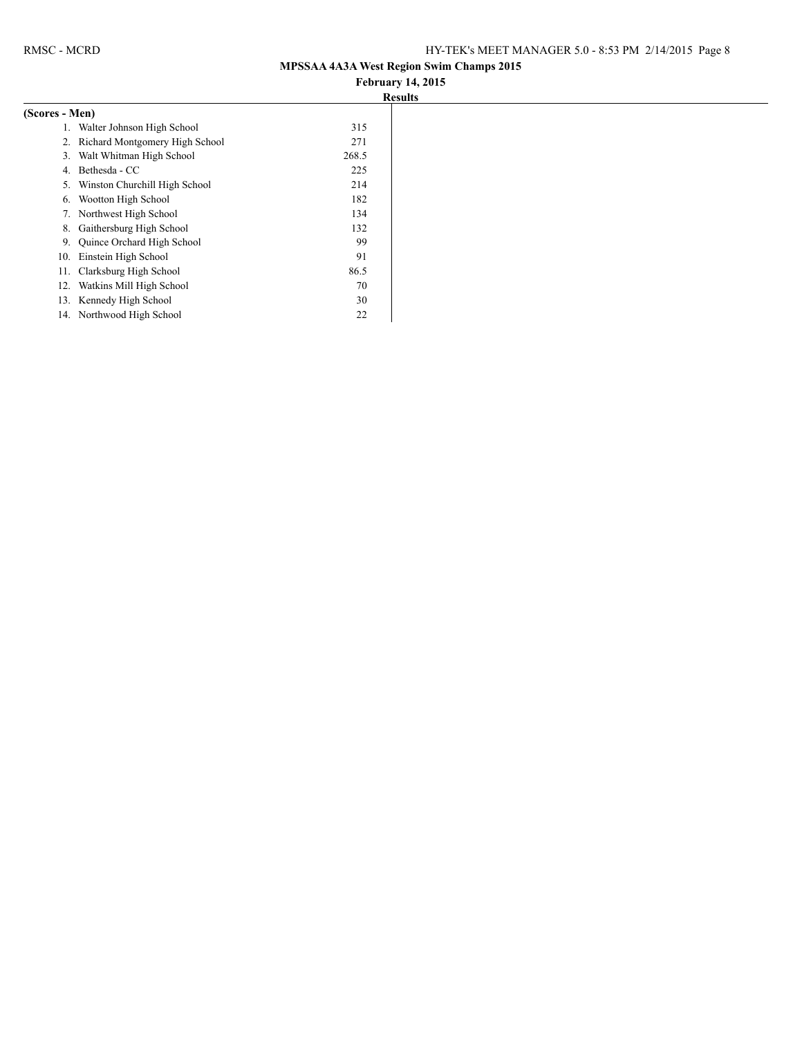**(Scores - Men)**

| | | |
|---|---|---|
| 1. | Walter Johnson High School | 315 |
| 2. | Richard Montgomery High School | 271 |
| 3. | Walt Whitman High School | 268.5 |
| 4. | Bethesda - CC | 225 |
| 5. | Winston Churchill High School | 214 |
| 6. | Wootton High School | 182 |
| 7. | Northwest High School | 134 |
| 8. | Gaithersburg High School | 132 |
| 9. | Quince Orchard High School | 99 |
| 10. | Einstein High School | 91 |
| 11. | Clarksburg High School | 86.5 |
| 12. | Watkins Mill High School | 70 |
| 13. | Kennedy High School | 30 |
| 14. | Northwood High School | 22 |